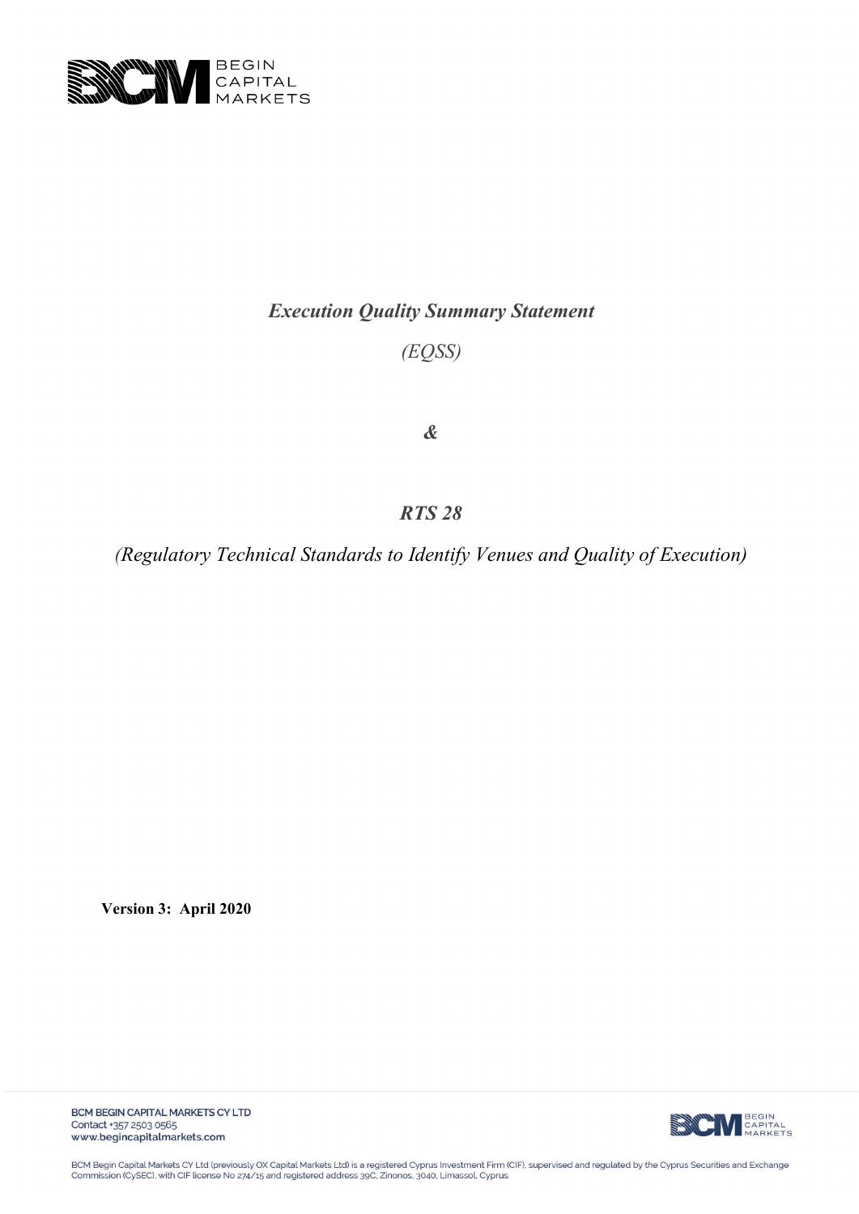# *Execution Quality Summary Statement*

*(EQSS)*

***&***

## *RTS 28*

*(Regulatory Technical Standards to Identify Venues and Quality of Execution)*

**Version 3: April 2020**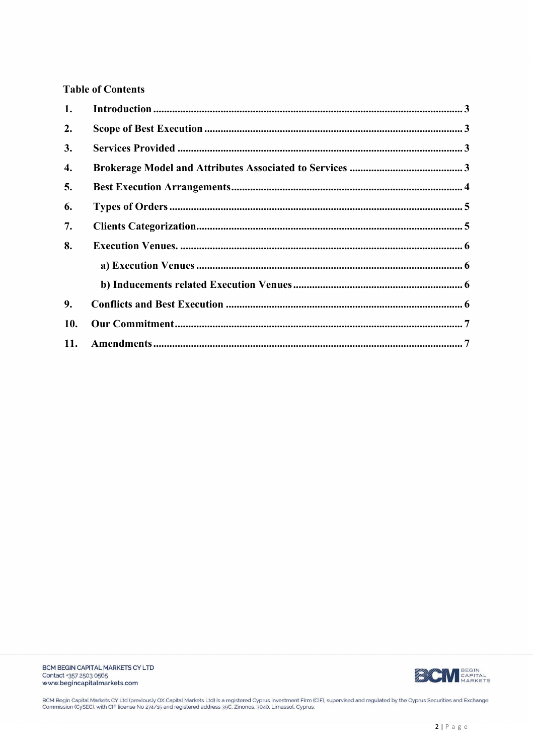**Table of Contents**

| | | |
|---|---|---|
| 1. | Introduction | 3 |
| 2. | Scope of Best Execution | 3 |
| 3. | Services Provided | 3 |
| 4. | Brokerage Model and Attributes Associated to Services | 3 |
| 5. | Best Execution Arrangements | 4 |
| 6. | Types of Orders | 5 |
| 7. | Clients Categorization | 5 |
| 8. | Execution Venues. | 6 |
| | a) Execution Venues | 6 |
| | b) Inducements related Execution Venues | 6 |
| 9. | Conflicts and Best Execution | 6 |
| 10. | Our Commitment | 7 |
| 11. | Amendments | 7 |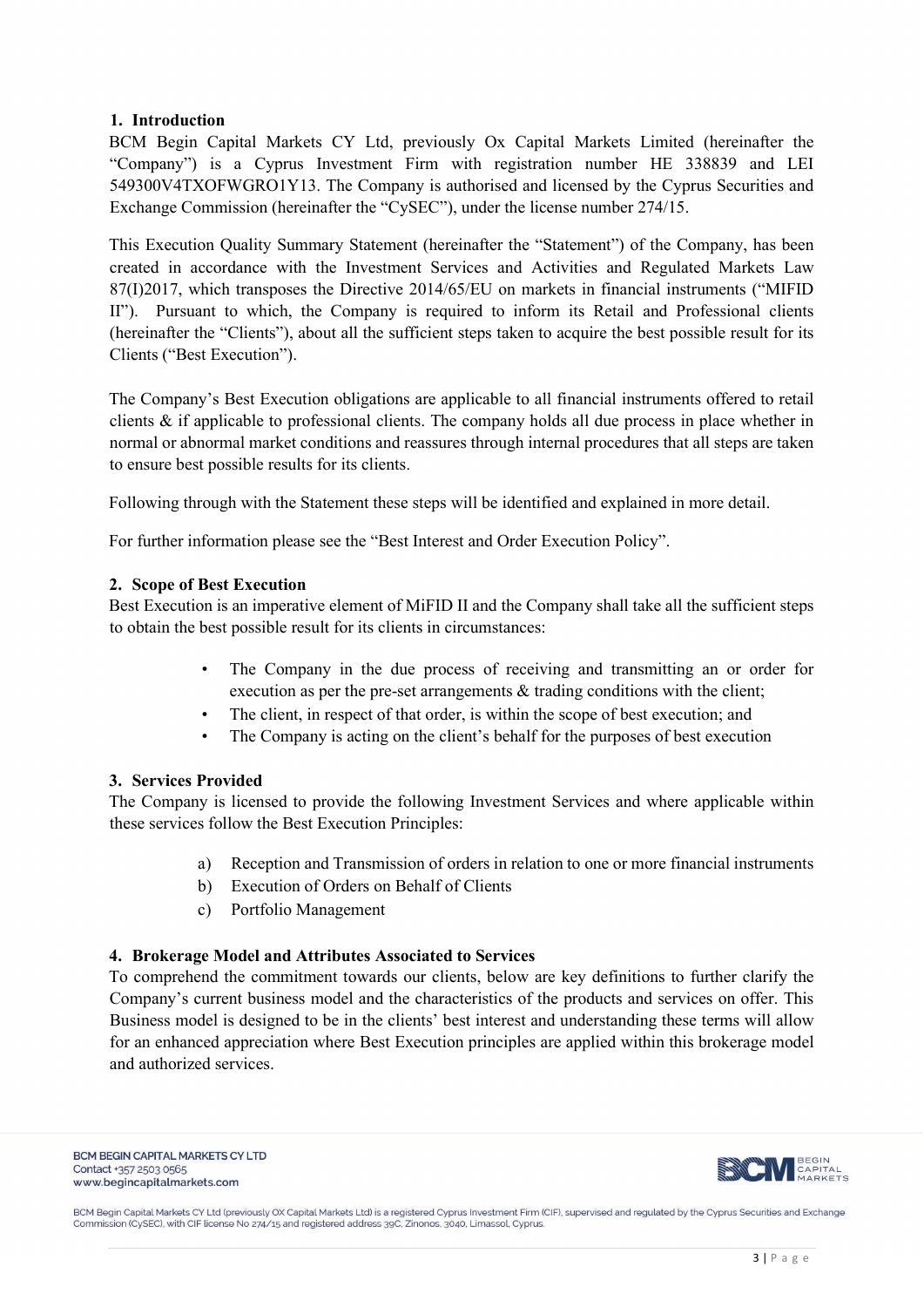## 1. Introduction

BCM Begin Capital Markets CY Ltd, previously Ox Capital Markets Limited (hereinafter the "Company") is a Cyprus Investment Firm with registration number HE 338839 and LEI 549300V4TXOFWGRO1Y13. The Company is authorised and licensed by the Cyprus Securities and Exchange Commission (hereinafter the "CySEC"), under the license number 274/15.

This Execution Quality Summary Statement (hereinafter the "Statement") of the Company, has been created in accordance with the Investment Services and Activities and Regulated Markets Law 87(I)2017, which transposes the Directive 2014/65/EU on markets in financial instruments ("MIFID II"). Pursuant to which, the Company is required to inform its Retail and Professional clients (hereinafter the "Clients"), about all the sufficient steps taken to acquire the best possible result for its Clients ("Best Execution").

The Company's Best Execution obligations are applicable to all financial instruments offered to retail clients & if applicable to professional clients. The company holds all due process in place whether in normal or abnormal market conditions and reassures through internal procedures that all steps are taken to ensure best possible results for its clients.

Following through with the Statement these steps will be identified and explained in more detail.

For further information please see the "Best Interest and Order Execution Policy".

## 2. Scope of Best Execution

Best Execution is an imperative element of MiFID II and the Company shall take all the sufficient steps to obtain the best possible result for its clients in circumstances:

- The Company in the due process of receiving and transmitting an or order for execution as per the pre-set arrangements & trading conditions with the client;
- The client, in respect of that order, is within the scope of best execution; and
- The Company is acting on the client's behalf for the purposes of best execution

## 3. Services Provided

The Company is licensed to provide the following Investment Services and where applicable within these services follow the Best Execution Principles:

a) Reception and Transmission of orders in relation to one or more financial instruments
b) Execution of Orders on Behalf of Clients
c) Portfolio Management

## 4. Brokerage Model and Attributes Associated to Services

To comprehend the commitment towards our clients, below are key definitions to further clarify the Company's current business model and the characteristics of the products and services on offer. This Business model is designed to be in the clients' best interest and understanding these terms will allow for an enhanced appreciation where Best Execution principles are applied within this brokerage model and authorized services.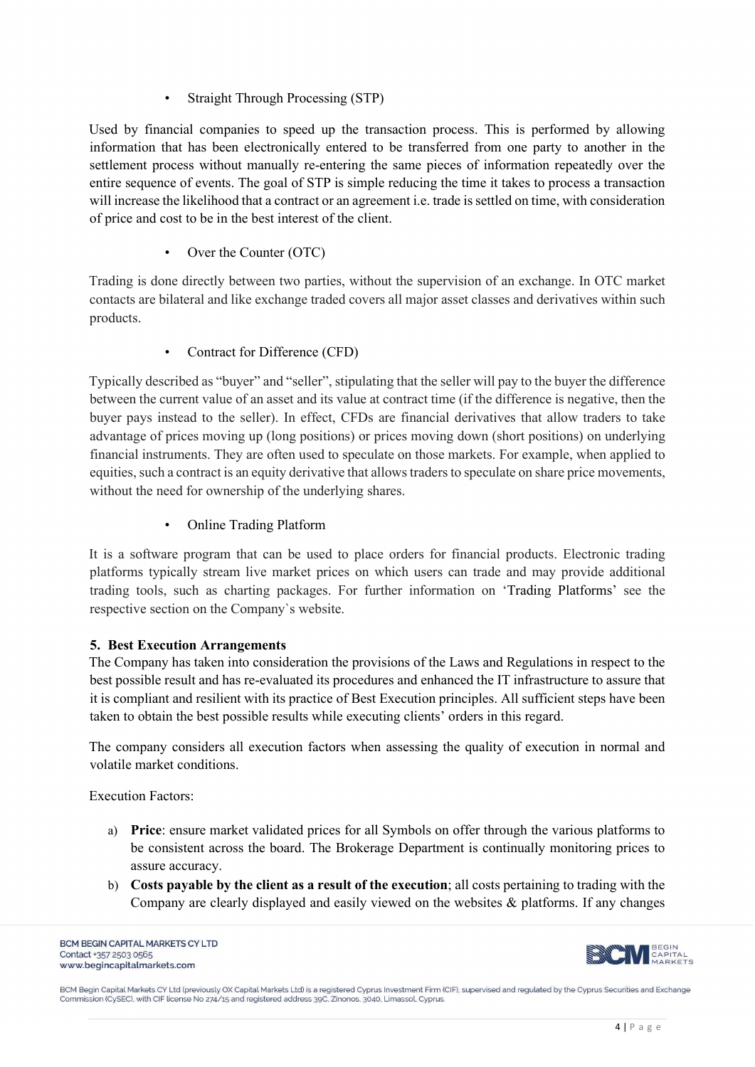- Straight Through Processing (STP)

Used by financial companies to speed up the transaction process. This is performed by allowing information that has been electronically entered to be transferred from one party to another in the settlement process without manually re-entering the same pieces of information repeatedly over the entire sequence of events. The goal of STP is simple reducing the time it takes to process a transaction will increase the likelihood that a contract or an agreement i.e. trade is settled on time, with consideration of price and cost to be in the best interest of the client.

- Over the Counter (OTC)

Trading is done directly between two parties, without the supervision of an exchange. In OTC market contacts are bilateral and like exchange traded covers all major asset classes and derivatives within such products.

- Contract for Difference (CFD)

Typically described as "buyer" and "seller", stipulating that the seller will pay to the buyer the difference between the current value of an asset and its value at contract time (if the difference is negative, then the buyer pays instead to the seller). In effect, CFDs are financial derivatives that allow traders to take advantage of prices moving up (long positions) or prices moving down (short positions) on underlying financial instruments. They are often used to speculate on those markets. For example, when applied to equities, such a contract is an equity derivative that allows traders to speculate on share price movements, without the need for ownership of the underlying shares.

- Online Trading Platform

It is a software program that can be used to place orders for financial products. Electronic trading platforms typically stream live market prices on which users can trade and may provide additional trading tools, such as charting packages. For further information on 'Trading Platforms' see the respective section on the Company`s website.

## 5. Best Execution Arrangements

The Company has taken into consideration the provisions of the Laws and Regulations in respect to the best possible result and has re-evaluated its procedures and enhanced the IT infrastructure to assure that it is compliant and resilient with its practice of Best Execution principles. All sufficient steps have been taken to obtain the best possible results while executing clients' orders in this regard.

The company considers all execution factors when assessing the quality of execution in normal and volatile market conditions.

Execution Factors:

a) **Price**: ensure market validated prices for all Symbols on offer through the various platforms to be consistent across the board. The Brokerage Department is continually monitoring prices to assure accuracy.
b) **Costs payable by the client as a result of the execution**; all costs pertaining to trading with the Company are clearly displayed and easily viewed on the websites & platforms. If any changes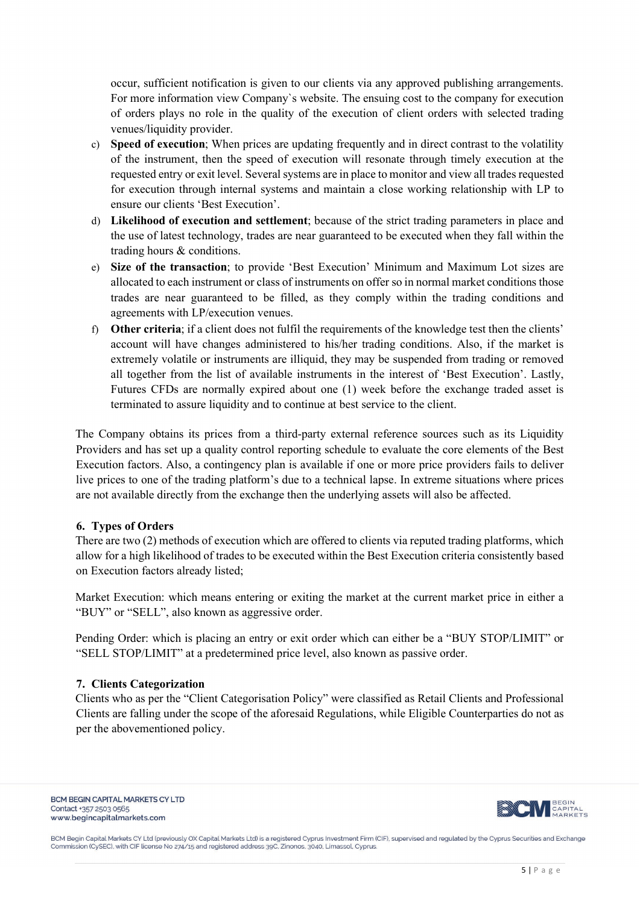occur, sufficient notification is given to our clients via any approved publishing arrangements. For more information view Company`s website. The ensuing cost to the company for execution of orders plays no role in the quality of the execution of client orders with selected trading venues/liquidity provider.

c) **Speed of execution**; When prices are updating frequently and in direct contrast to the volatility of the instrument, then the speed of execution will resonate through timely execution at the requested entry or exit level. Several systems are in place to monitor and view all trades requested for execution through internal systems and maintain a close working relationship with LP to ensure our clients 'Best Execution'.
d) **Likelihood of execution and settlement**; because of the strict trading parameters in place and the use of latest technology, trades are near guaranteed to be executed when they fall within the trading hours & conditions.
e) **Size of the transaction**; to provide 'Best Execution' Minimum and Maximum Lot sizes are allocated to each instrument or class of instruments on offer so in normal market conditions those trades are near guaranteed to be filled, as they comply within the trading conditions and agreements with LP/execution venues.
f) **Other criteria**; if a client does not fulfil the requirements of the knowledge test then the clients' account will have changes administered to his/her trading conditions. Also, if the market is extremely volatile or instruments are illiquid, they may be suspended from trading or removed all together from the list of available instruments in the interest of 'Best Execution'. Lastly, Futures CFDs are normally expired about one (1) week before the exchange traded asset is terminated to assure liquidity and to continue at best service to the client.

The Company obtains its prices from a third-party external reference sources such as its Liquidity Providers and has set up a quality control reporting schedule to evaluate the core elements of the Best Execution factors. Also, a contingency plan is available if one or more price providers fails to deliver live prices to one of the trading platform's due to a technical lapse. In extreme situations where prices are not available directly from the exchange then the underlying assets will also be affected.

## 6. Types of Orders

There are two (2) methods of execution which are offered to clients via reputed trading platforms, which allow for a high likelihood of trades to be executed within the Best Execution criteria consistently based on Execution factors already listed;

Market Execution: which means entering or exiting the market at the current market price in either a "BUY" or "SELL", also known as aggressive order.

Pending Order: which is placing an entry or exit order which can either be a "BUY STOP/LIMIT" or "SELL STOP/LIMIT" at a predetermined price level, also known as passive order.

## 7. Clients Categorization

Clients who as per the "Client Categorisation Policy" were classified as Retail Clients and Professional Clients are falling under the scope of the aforesaid Regulations, while Eligible Counterparties do not as per the abovementioned policy.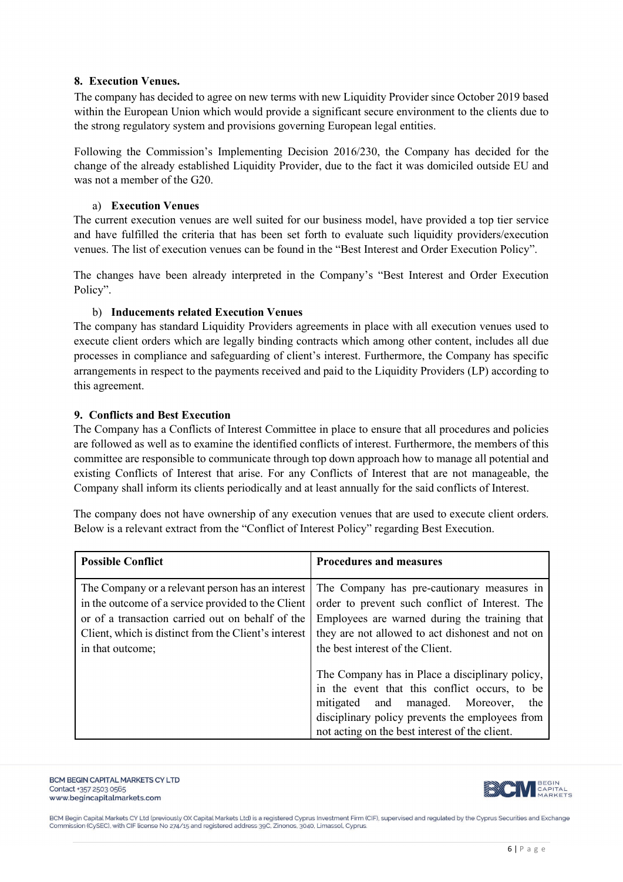## 8. Execution Venues.

The company has decided to agree on new terms with new Liquidity Provider since October 2019 based within the European Union which would provide a significant secure environment to the clients due to the strong regulatory system and provisions governing European legal entities.

Following the Commission's Implementing Decision 2016/230, the Company has decided for the change of the already established Liquidity Provider, due to the fact it was domiciled outside EU and was not a member of the G20.

### a) Execution Venues

The current execution venues are well suited for our business model, have provided a top tier service and have fulfilled the criteria that has been set forth to evaluate such liquidity providers/execution venues. The list of execution venues can be found in the "Best Interest and Order Execution Policy".

The changes have been already interpreted in the Company's "Best Interest and Order Execution Policy".

### b) Inducements related Execution Venues

The company has standard Liquidity Providers agreements in place with all execution venues used to execute client orders which are legally binding contracts which among other content, includes all due processes in compliance and safeguarding of client's interest. Furthermore, the Company has specific arrangements in respect to the payments received and paid to the Liquidity Providers (LP) according to this agreement.

## 9. Conflicts and Best Execution

The Company has a Conflicts of Interest Committee in place to ensure that all procedures and policies are followed as well as to examine the identified conflicts of interest. Furthermore, the members of this committee are responsible to communicate through top down approach how to manage all potential and existing Conflicts of Interest that arise. For any Conflicts of Interest that are not manageable, the Company shall inform its clients periodically and at least annually for the said conflicts of Interest.

The company does not have ownership of any execution venues that are used to execute client orders. Below is a relevant extract from the "Conflict of Interest Policy" regarding Best Execution.

| Possible Conflict | Procedures and measures |
|---|---|
| The Company or a relevant person has an interest in the outcome of a service provided to the Client or of a transaction carried out on behalf of the Client, which is distinct from the Client's interest in that outcome; | The Company has pre-cautionary measures in order to prevent such conflict of Interest. The Employees are warned during the training that they are not allowed to act dishonest and not on the best interest of the Client.<br><br>The Company has in Place a disciplinary policy, in the event that this conflict occurs, to be mitigated and managed. Moreover, the disciplinary policy prevents the employees from not acting on the best interest of the client. |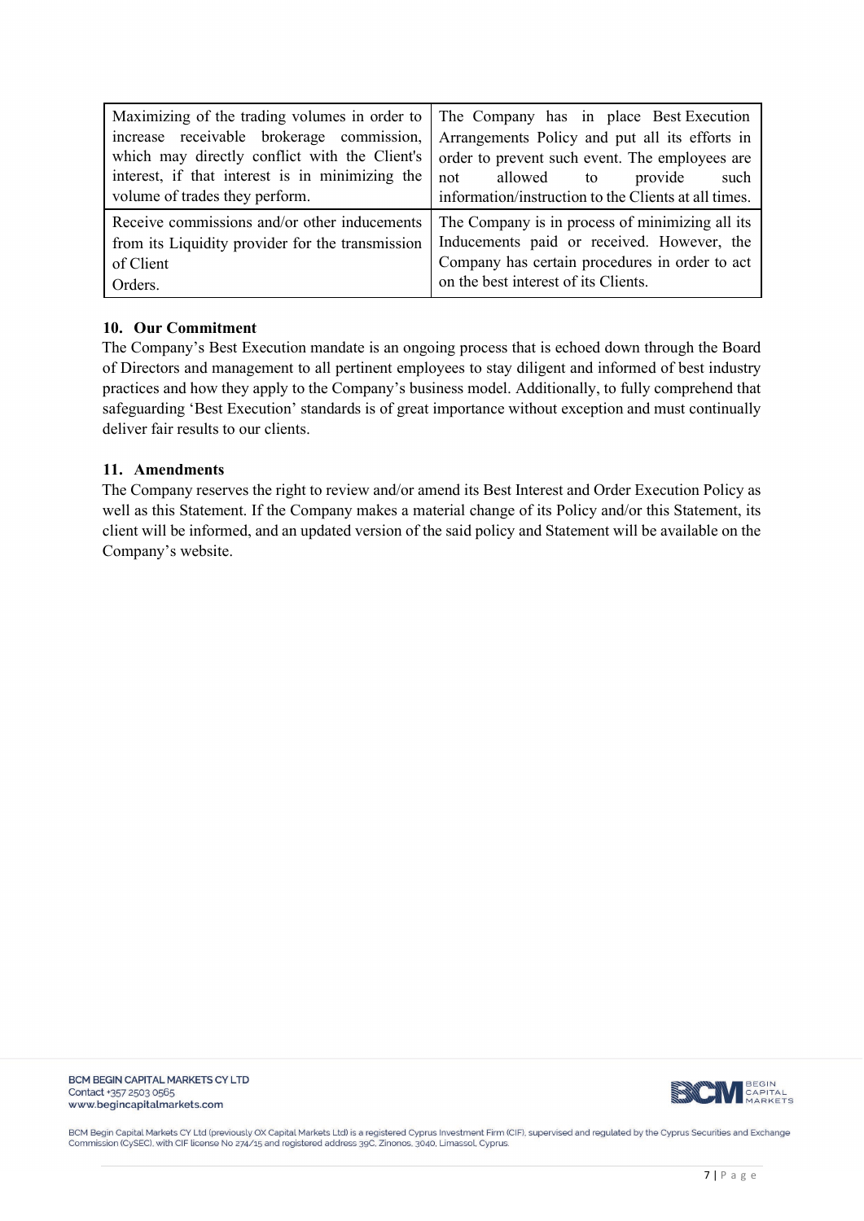| | |
|---|---|
| Maximizing of the trading volumes in order to increase receivable brokerage commission, which may directly conflict with the Client's interest, if that interest is in minimizing the volume of trades they perform. | The Company has in place Best Execution Arrangements Policy and put all its efforts in order to prevent such event. The employees are not allowed to provide such information/instruction to the Clients at all times. |
| Receive commissions and/or other inducements from its Liquidity provider for the transmission of Client Orders. | The Company is in process of minimizing all its Inducements paid or received. However, the Company has certain procedures in order to act on the best interest of its Clients. |

## 10. Our Commitment

The Company's Best Execution mandate is an ongoing process that is echoed down through the Board of Directors and management to all pertinent employees to stay diligent and informed of best industry practices and how they apply to the Company's business model. Additionally, to fully comprehend that safeguarding 'Best Execution' standards is of great importance without exception and must continually deliver fair results to our clients.

## 11. Amendments

The Company reserves the right to review and/or amend its Best Interest and Order Execution Policy as well as this Statement. If the Company makes a material change of its Policy and/or this Statement, its client will be informed, and an updated version of the said policy and Statement will be available on the Company's website.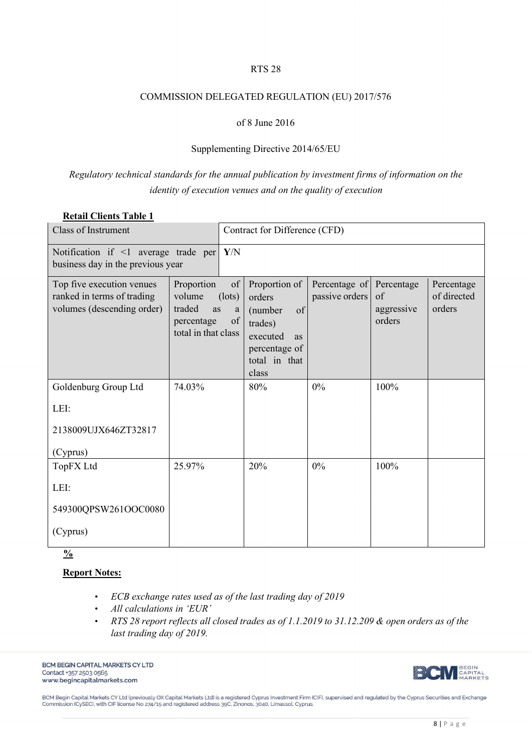RTS 28

COMMISSION DELEGATED REGULATION (EU) 2017/576

of 8 June 2016

Supplementing Directive 2014/65/EU

*Regulatory technical standards for the annual publication by investment firms of information on the identity of execution venues and on the quality of execution*

**Retail Clients Table 1**

| Class of Instrument | | Contract for Difference (CFD) | | | |
|---|---|---|---|---|---|
| Notification if <1 average trade per business day in the previous year | | **Y**/N | | | |
| Top five execution venues ranked in terms of trading volumes (descending order) | Proportion of volume (lots) traded as a percentage of total in that class | Proportion of orders (number of trades) executed as percentage of total in that class | Percentage of passive orders | Percentage of aggressive orders | Percentage of directed orders |
| Goldenburg Group Ltd<br><br>LEI:<br><br>2138009UJX646ZT32817<br><br>(Cyprus) | 74.03% | 80% | 0% | 100% | |
| TopFX Ltd<br><br>LEI:<br><br>549300QPSW261OOC0080<br><br>(Cyprus) | 25.97% | 20% | 0% | 100% | |

**%**

**Report Notes:**

- *ECB exchange rates used as of the last trading day of 2019*
- *All calculations in 'EUR'*
- *RTS 28 report reflects all closed trades as of 1.1.2019 to 31.12.209 & open orders as of the last trading day of 2019.*

BCM BEGIN CAPITAL MARKETS CY LTD
Contact +357 2503 0565
www.begincapitalmarkets.com

BCM Begin Capital Markets CY Ltd (previously OX Capital Markets Ltd) is a registered Cyprus Investment Firm (CIF), supervised and regulated by the Cyprus Securities and Exchange Commission (CySEC), with CIF license No 274/15 and registered address 39C, Zinonos, 3040, Limassol, Cyprus.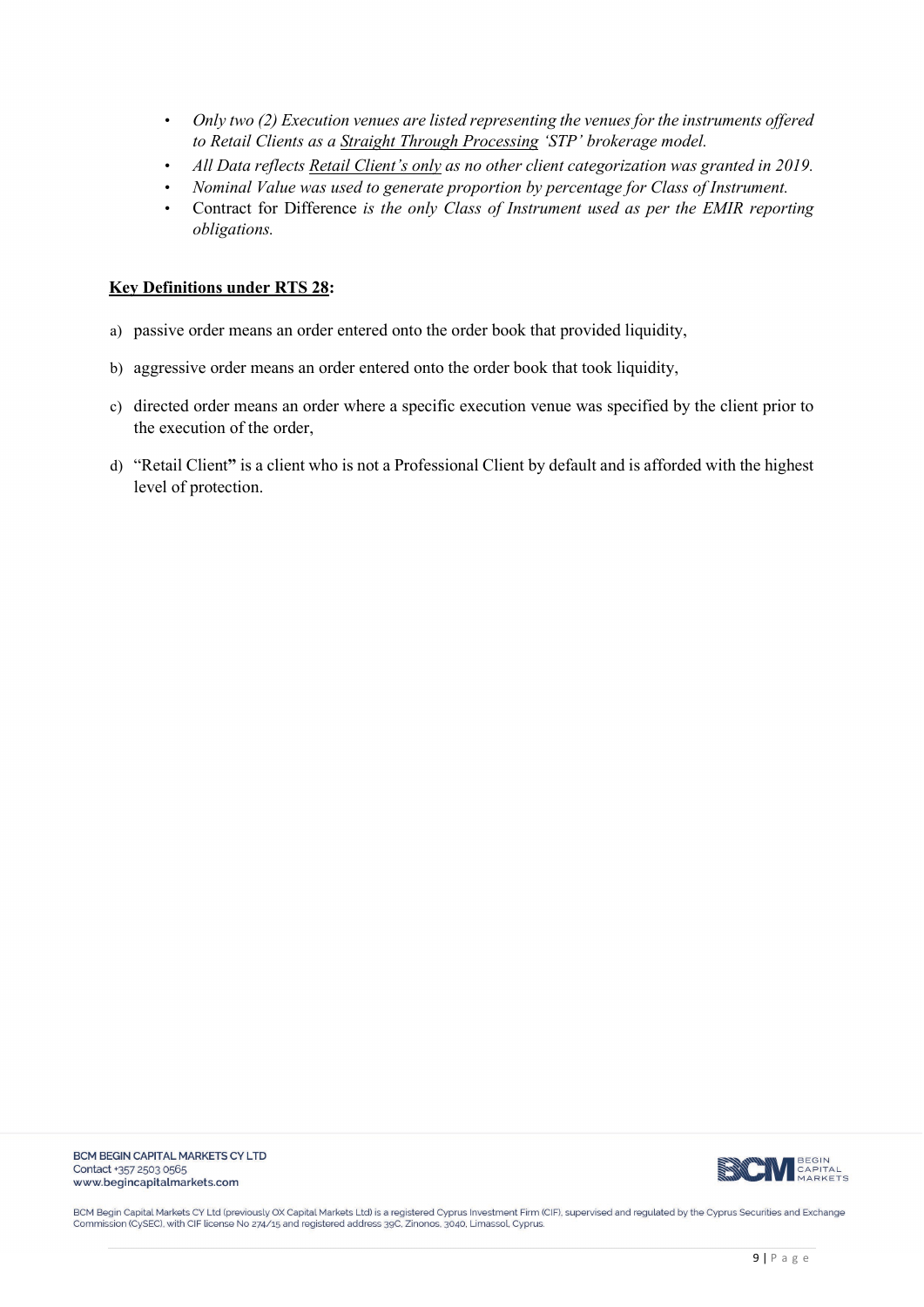- *Only two (2) Execution venues are listed representing the venues for the instruments offered to Retail Clients as a Straight Through Processing 'STP' brokerage model.*
- *All Data reflects Retail Client's only as no other client categorization was granted in 2019.*
- *Nominal Value was used to generate proportion by percentage for Class of Instrument.*
- Contract for Difference *is the only Class of Instrument used as per the EMIR reporting obligations.*

**Key Definitions under RTS 28:**

a) passive order means an order entered onto the order book that provided liquidity,

b) aggressive order means an order entered onto the order book that took liquidity,

c) directed order means an order where a specific execution venue was specified by the client prior to the execution of the order,

d) "Retail Client**"** is a client who is not a Professional Client by default and is afforded with the highest level of protection.

BCM BEGIN CAPITAL MARKETS CY LTD
Contact +357 2503 0565
www.begincapitalmarkets.com

BCM Begin Capital Markets CY Ltd (previously OX Capital Markets Ltd) is a registered Cyprus Investment Firm (CIF), supervised and regulated by the Cyprus Securities and Exchange Commission (CySEC), with CIF license No 274/15 and registered address 39C, Zinonos, 3040, Limassol, Cyprus.